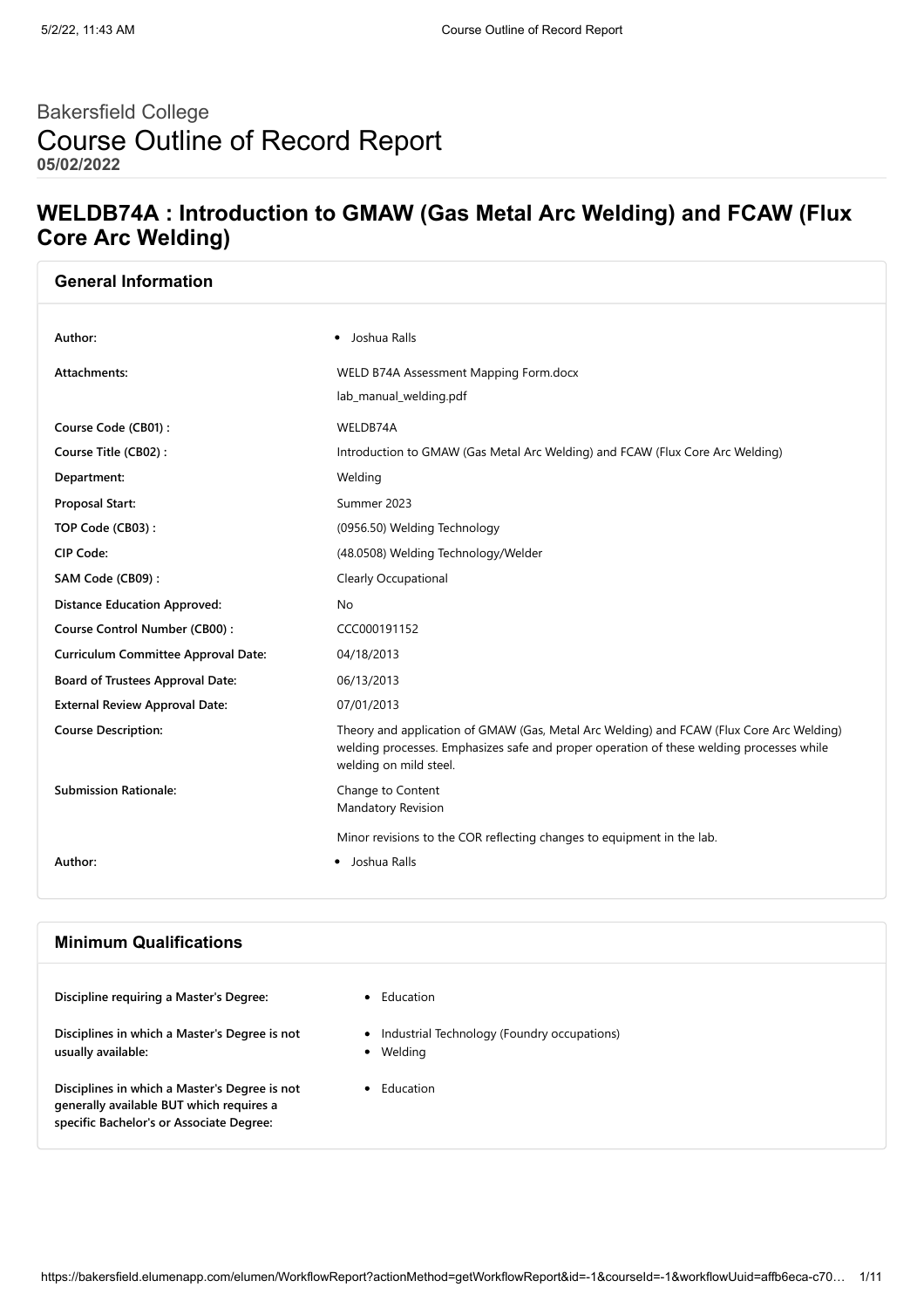# Bakersfield College

# Course Outline of Record Report

**05/02/2022**

## WELDB74A : Introduction to GMAW (Gas Metal Arc Welding) and FCAW (Flux Core Arc Welding)

### General Information

| | |
|---|---|
| **Author:** | • Joshua Ralls |
| **Attachments:** | WELD B74A Assessment Mapping Form.docx<br>lab_manual_welding.pdf |
| **Course Code (CB01) :** | WELDB74A |
| **Course Title (CB02) :** | Introduction to GMAW (Gas Metal Arc Welding) and FCAW (Flux Core Arc Welding) |
| **Department:** | Welding |
| **Proposal Start:** | Summer 2023 |
| **TOP Code (CB03) :** | (0956.50) Welding Technology |
| **CIP Code:** | (48.0508) Welding Technology/Welder |
| **SAM Code (CB09) :** | Clearly Occupational |
| **Distance Education Approved:** | No |
| **Course Control Number (CB00) :** | CCC000191152 |
| **Curriculum Committee Approval Date:** | 04/18/2013 |
| **Board of Trustees Approval Date:** | 06/13/2013 |
| **External Review Approval Date:** | 07/01/2013 |
| **Course Description:** | Theory and application of GMAW (Gas, Metal Arc Welding) and FCAW (Flux Core Arc Welding) welding processes. Emphasizes safe and proper operation of these welding processes while welding on mild steel. |
| **Submission Rationale:** | Change to Content<br>Mandatory Revision<br><br>Minor revisions to the COR reflecting changes to equipment in the lab. |
| **Author:** | • Joshua Ralls |

### Minimum Qualifications

| | |
|---|---|
| **Discipline requiring a Master's Degree:** | • Education |
| **Disciplines in which a Master's Degree is not usually available:** | • Industrial Technology (Foundry occupations)<br>• Welding |
| **Disciplines in which a Master's Degree is not generally available BUT which requires a specific Bachelor's or Associate Degree:** | • Education |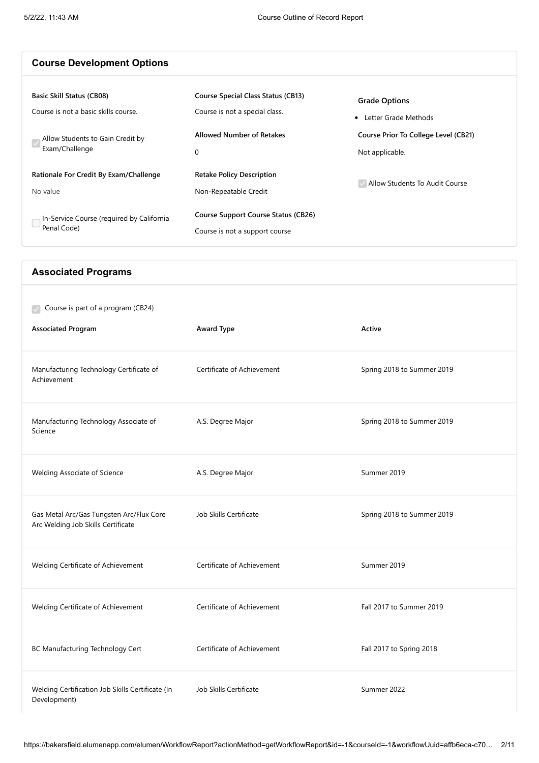## Course Development Options

**Basic Skill Status (CB08)**

Course is not a basic skills course.

- [x] Allow Students to Gain Credit by Exam/Challenge

**Rationale For Credit By Exam/Challenge**

No value

- [ ] In-Service Course (required by California Penal Code)

**Course Special Class Status (CB13)**

Course is not a special class.

**Allowed Number of Retakes**

0

**Retake Policy Description**

Non-Repeatable Credit

**Course Support Course Status (CB26)**

Course is not a support course

**Grade Options**

- Letter Grade Methods

**Course Prior To College Level (CB21)**

Not applicable.

- [x] Allow Students To Audit Course

## Associated Programs

- [x] Course is part of a program (CB24)

| Associated Program | Award Type | Active |
|---|---|---|
| Manufacturing Technology Certificate of Achievement | Certificate of Achievement | Spring 2018 to Summer 2019 |
| Manufacturing Technology Associate of Science | A.S. Degree Major | Spring 2018 to Summer 2019 |
| Welding Associate of Science | A.S. Degree Major | Summer 2019 |
| Gas Metal Arc/Gas Tungsten Arc/Flux Core Arc Welding Job Skills Certificate | Job Skills Certificate | Spring 2018 to Summer 2019 |
| Welding Certificate of Achievement | Certificate of Achievement | Summer 2019 |
| Welding Certificate of Achievement | Certificate of Achievement | Fall 2017 to Summer 2019 |
| BC Manufacturing Technology Cert | Certificate of Achievement | Fall 2017 to Spring 2018 |
| Welding Certification Job Skills Certificate (In Development) | Job Skills Certificate | Summer 2022 |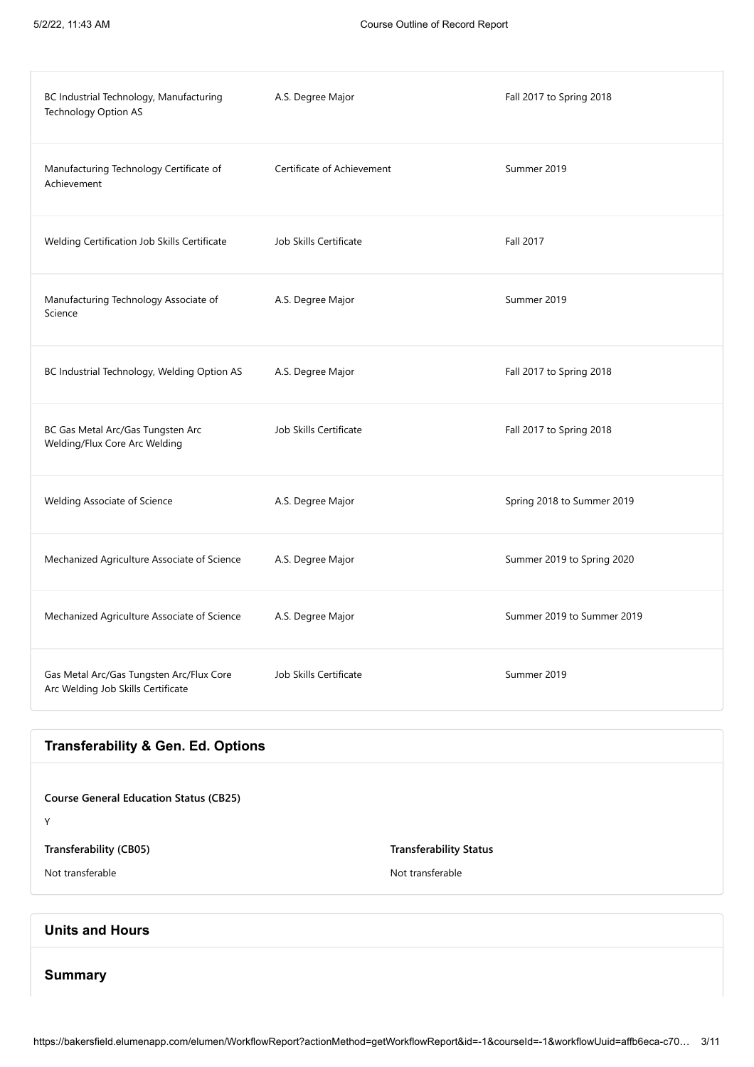| | | |
|---|---|---|
| BC Industrial Technology, Manufacturing Technology Option AS | A.S. Degree Major | Fall 2017 to Spring 2018 |
| Manufacturing Technology Certificate of Achievement | Certificate of Achievement | Summer 2019 |
| Welding Certification Job Skills Certificate | Job Skills Certificate | Fall 2017 |
| Manufacturing Technology Associate of Science | A.S. Degree Major | Summer 2019 |
| BC Industrial Technology, Welding Option AS | A.S. Degree Major | Fall 2017 to Spring 2018 |
| BC Gas Metal Arc/Gas Tungsten Arc Welding/Flux Core Arc Welding | Job Skills Certificate | Fall 2017 to Spring 2018 |
| Welding Associate of Science | A.S. Degree Major | Spring 2018 to Summer 2019 |
| Mechanized Agriculture Associate of Science | A.S. Degree Major | Summer 2019 to Spring 2020 |
| Mechanized Agriculture Associate of Science | A.S. Degree Major | Summer 2019 to Summer 2019 |
| Gas Metal Arc/Gas Tungsten Arc/Flux Core Arc Welding Job Skills Certificate | Job Skills Certificate | Summer 2019 |

## Transferability & Gen. Ed. Options

**Course General Education Status (CB25)**

Y

**Transferability (CB05)**

Not transferable

**Transferability Status**

Not transferable

## Units and Hours

### Summary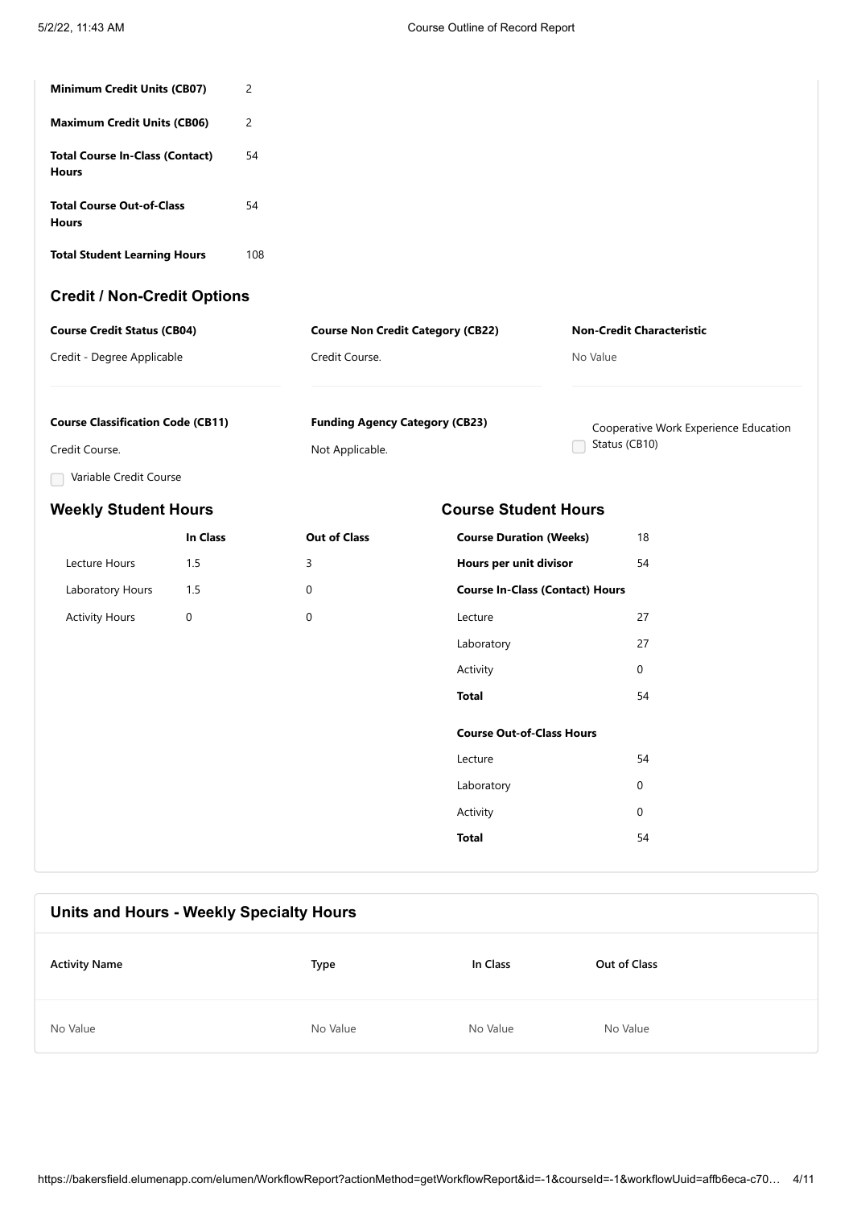| | |
|---|---|
| **Minimum Credit Units (CB07)** | 2 |
| **Maximum Credit Units (CB06)** | 2 |
| **Total Course In-Class (Contact) Hours** | 54 |
| **Total Course Out-of-Class Hours** | 54 |
| **Total Student Learning Hours** | 108 |

### Credit / Non-Credit Options

**Course Credit Status (CB04)**

Credit - Degree Applicable

**Course Non Credit Category (CB22)**

Credit Course.

**Non-Credit Characteristic**

No Value

**Course Classification Code (CB11)**

Credit Course.

- [ ] Variable Credit Course

**Funding Agency Category (CB23)**

Not Applicable.

- [ ] Cooperative Work Experience Education Status (CB10)

### Weekly Student Hours

| | In Class | Out of Class |
|---|---|---|
| Lecture Hours | 1.5 | 3 |
| Laboratory Hours | 1.5 | 0 |
| Activity Hours | 0 | 0 |

### Course Student Hours

| | |
|---|---|
| **Course Duration (Weeks)** | 18 |
| **Hours per unit divisor** | 54 |
| **Course In-Class (Contact) Hours** | |
| Lecture | 27 |
| Laboratory | 27 |
| Activity | 0 |
| **Total** | 54 |
| **Course Out-of-Class Hours** | |
| Lecture | 54 |
| Laboratory | 0 |
| Activity | 0 |
| **Total** | 54 |

### Units and Hours - Weekly Specialty Hours

| Activity Name | Type | In Class | Out of Class |
|---|---|---|---|
| No Value | No Value | No Value | No Value |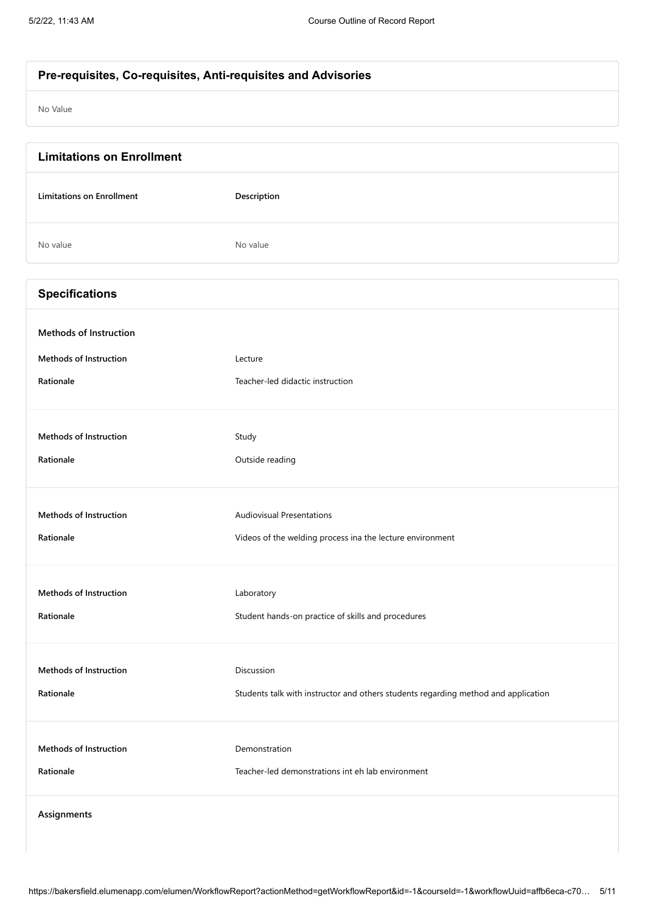## Pre-requisites, Co-requisites, Anti-requisites and Advisories

No Value

## Limitations on Enrollment

| Limitations on Enrollment | Description |
| --- | --- |
| No value | No value |

## Specifications

**Methods of Instruction**

**Methods of Instruction** Lecture

**Rationale** Teacher-led didactic instruction

**Methods of Instruction** Study

**Rationale** Outside reading

**Methods of Instruction** Audiovisual Presentations

**Rationale** Videos of the welding process ina the lecture environment

**Methods of Instruction** Laboratory

**Rationale** Student hands-on practice of skills and procedures

**Methods of Instruction** Discussion

**Rationale** Students talk with instructor and others students regarding method and application

**Methods of Instruction** Demonstration

**Rationale** Teacher-led demonstrations int eh lab environment

**Assignments**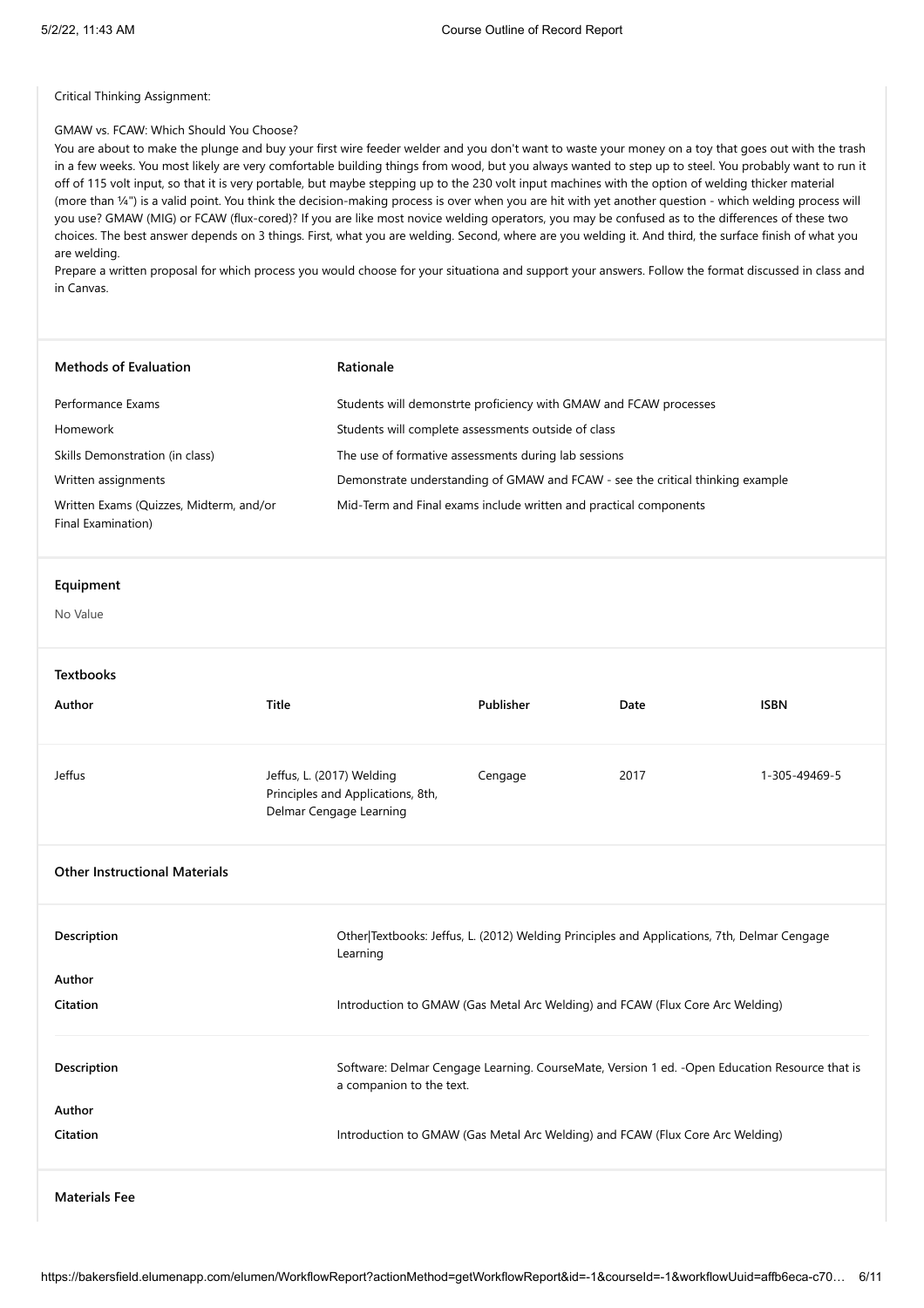Critical Thinking Assignment:

GMAW vs. FCAW: Which Should You Choose?

You are about to make the plunge and buy your first wire feeder welder and you don't want to waste your money on a toy that goes out with the trash in a few weeks. You most likely are very comfortable building things from wood, but you always wanted to step up to steel. You probably want to run it off of 115 volt input, so that it is very portable, but maybe stepping up to the 230 volt input machines with the option of welding thicker material (more than ¼") is a valid point. You think the decision-making process is over when you are hit with yet another question - which welding process will you use? GMAW (MIG) or FCAW (flux-cored)? If you are like most novice welding operators, you may be confused as to the differences of these two choices. The best answer depends on 3 things. First, what you are welding. Second, where are you welding it. And third, the surface finish of what you are welding.

Prepare a written proposal for which process you would choose for your situationa and support your answers. Follow the format discussed in class and in Canvas.

| Methods of Evaluation | Rationale |
|---|---|
| Performance Exams | Students will demonstrte proficiency with GMAW and FCAW processes |
| Homework | Students will complete assessments outside of class |
| Skills Demonstration (in class) | The use of formative assessments during lab sessions |
| Written assignments | Demonstrate understanding of GMAW and FCAW - see the critical thinking example |
| Written Exams (Quizzes, Midterm, and/or Final Examination) | Mid-Term and Final exams include written and practical components |

## Equipment

No Value

## Textbooks

| Author | Title | Publisher | Date | ISBN |
|---|---|---|---|---|
| Jeffus | Jeffus, L. (2017) Welding Principles and Applications, 8th, Delmar Cengage Learning | Cengage | 2017 | 1-305-49469-5 |

## Other Instructional Materials

| | |
|---|---|
| **Description** | Other\|Textbooks: Jeffus, L. (2012) Welding Principles and Applications, 7th, Delmar Cengage Learning |
| **Author** | |
| **Citation** | Introduction to GMAW (Gas Metal Arc Welding) and FCAW (Flux Core Arc Welding) |
| **Description** | Software: Delmar Cengage Learning. CourseMate, Version 1 ed. -Open Education Resource that is a companion to the text. |
| **Author** | |
| **Citation** | Introduction to GMAW (Gas Metal Arc Welding) and FCAW (Flux Core Arc Welding) |

## Materials Fee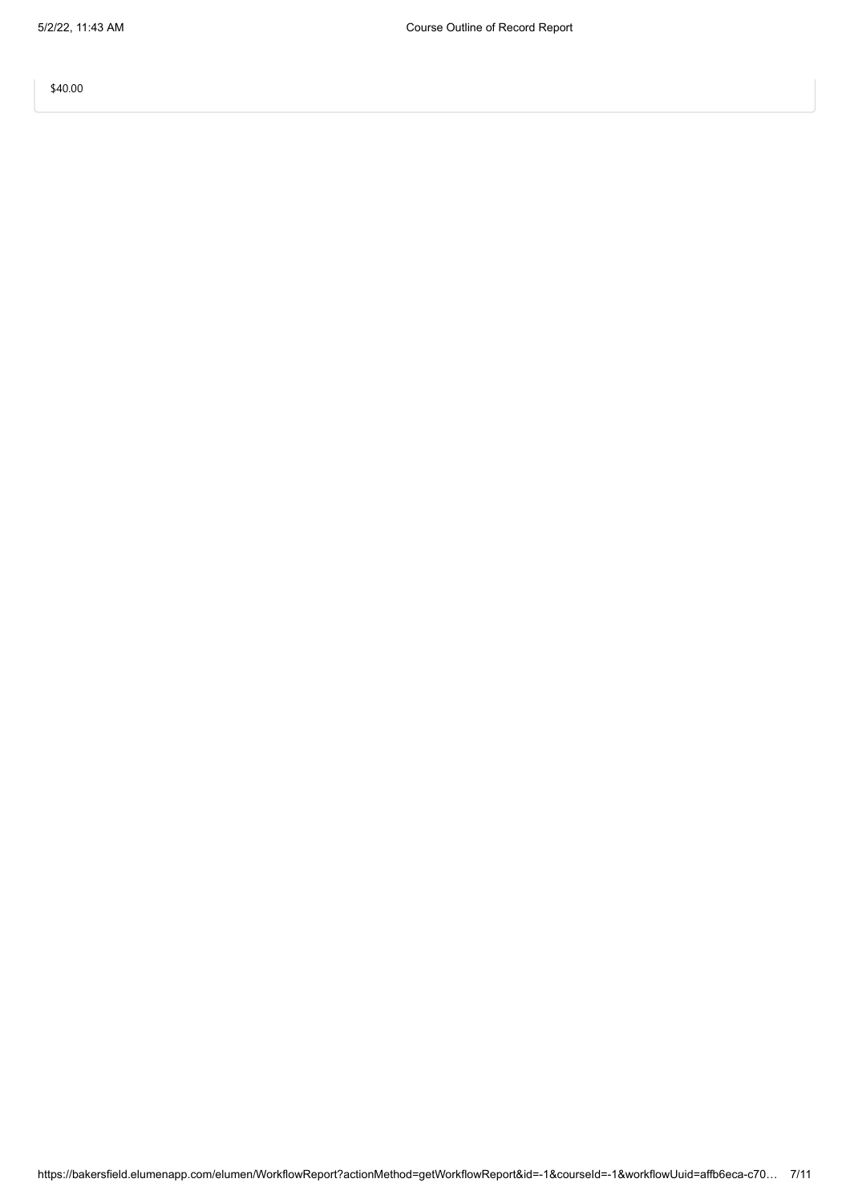$40.00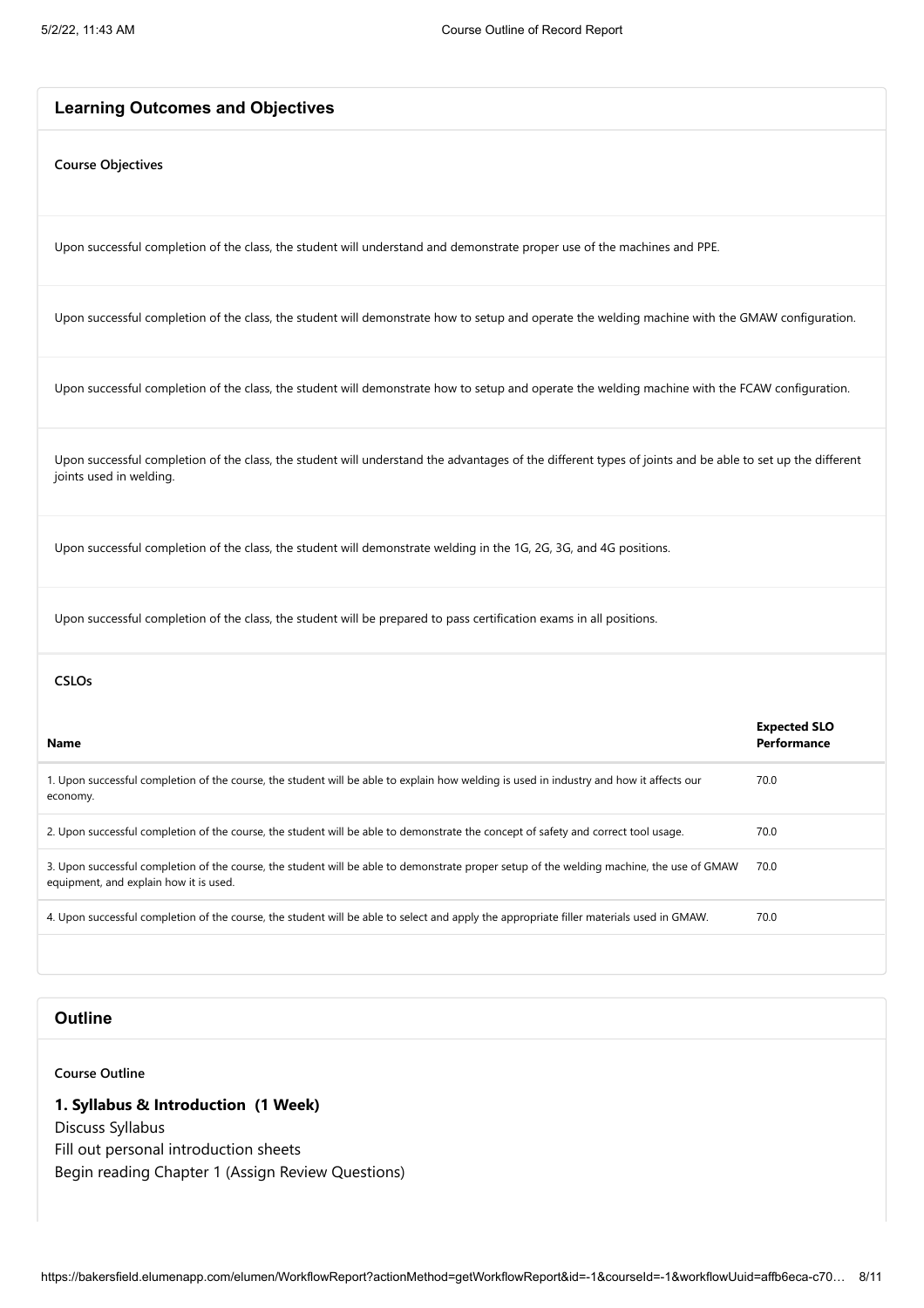## Learning Outcomes and Objectives

**Course Objectives**

Upon successful completion of the class, the student will understand and demonstrate proper use of the machines and PPE.

Upon successful completion of the class, the student will demonstrate how to setup and operate the welding machine with the GMAW configuration.

Upon successful completion of the class, the student will demonstrate how to setup and operate the welding machine with the FCAW configuration.

Upon successful completion of the class, the student will understand the advantages of the different types of joints and be able to set up the different joints used in welding.

Upon successful completion of the class, the student will demonstrate welding in the 1G, 2G, 3G, and 4G positions.

Upon successful completion of the class, the student will be prepared to pass certification exams in all positions.

**CSLOs**

| Name | Expected SLO Performance |
| --- | --- |
| 1. Upon successful completion of the course, the student will be able to explain how welding is used in industry and how it affects our economy. | 70.0 |
| 2. Upon successful completion of the course, the student will be able to demonstrate the concept of safety and correct tool usage. | 70.0 |
| 3. Upon successful completion of the course, the student will be able to demonstrate proper setup of the welding machine, the use of GMAW equipment, and explain how it is used. | 70.0 |
| 4. Upon successful completion of the course, the student will be able to select and apply the appropriate filler materials used in GMAW. | 70.0 |

## Outline

**Course Outline**

### 1. Syllabus & Introduction (1 Week)

Discuss Syllabus
Fill out personal introduction sheets
Begin reading Chapter 1 (Assign Review Questions)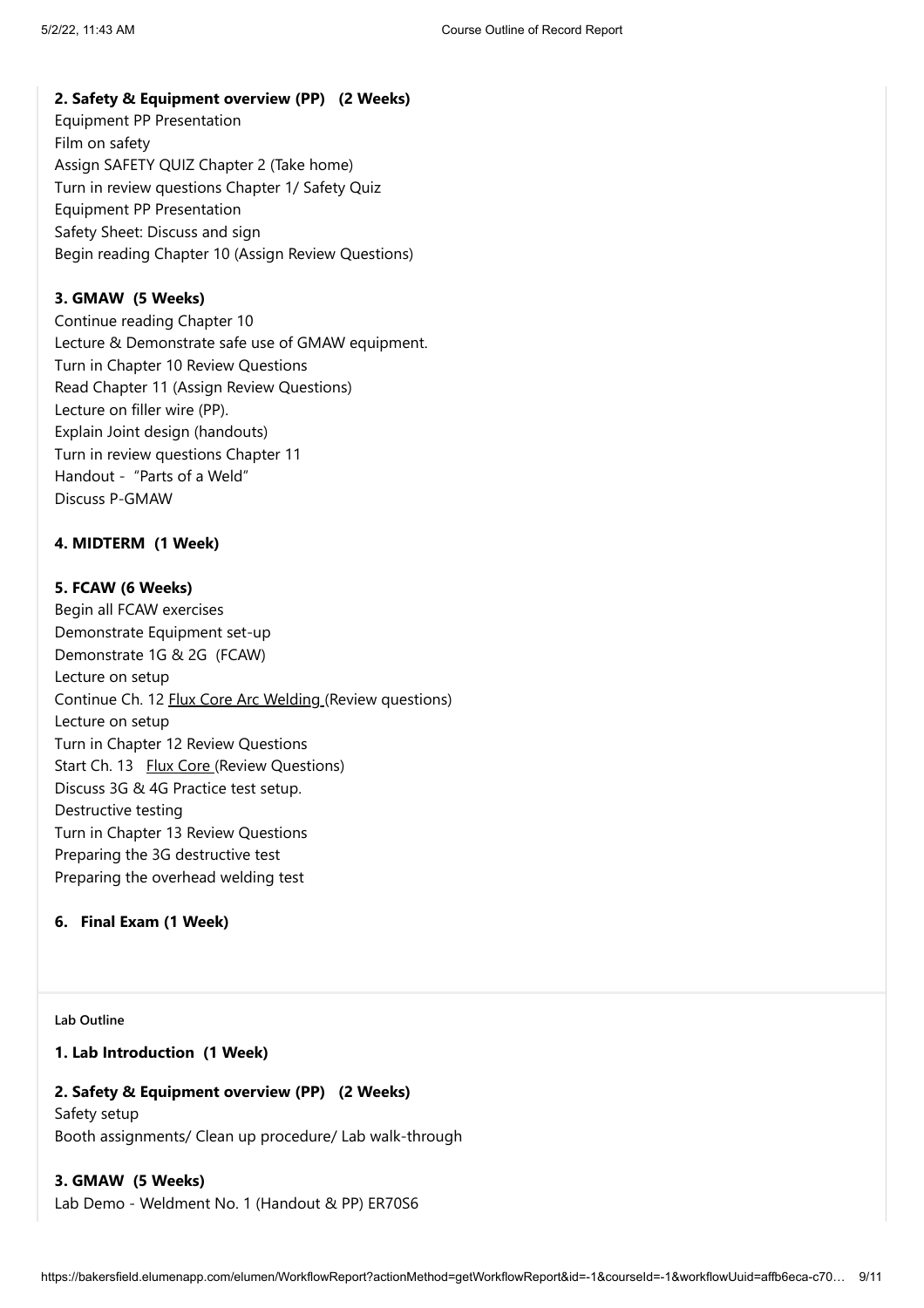**2. Safety & Equipment overview (PP) (2 Weeks)**
Equipment PP Presentation
Film on safety
Assign SAFETY QUIZ Chapter 2 (Take home)
Turn in review questions Chapter 1/ Safety Quiz
Equipment PP Presentation
Safety Sheet: Discuss and sign
Begin reading Chapter 10 (Assign Review Questions)

**3. GMAW (5 Weeks)**
Continue reading Chapter 10
Lecture & Demonstrate safe use of GMAW equipment.
Turn in Chapter 10 Review Questions
Read Chapter 11 (Assign Review Questions)
Lecture on filler wire (PP).
Explain Joint design (handouts)
Turn in review questions Chapter 11
Handout - "Parts of a Weld"
Discuss P-GMAW

**4. MIDTERM (1 Week)**

**5. FCAW (6 Weeks)**
Begin all FCAW exercises
Demonstrate Equipment set-up
Demonstrate 1G & 2G (FCAW)
Lecture on setup
Continue Ch. 12 Flux Core Arc Welding (Review questions)
Lecture on setup
Turn in Chapter 12 Review Questions
Start Ch. 13 Flux Core (Review Questions)
Discuss 3G & 4G Practice test setup.
Destructive testing
Turn in Chapter 13 Review Questions
Preparing the 3G destructive test
Preparing the overhead welding test

**6. Final Exam (1 Week)**

**Lab Outline**

**1. Lab Introduction (1 Week)**

**2. Safety & Equipment overview (PP) (2 Weeks)**
Safety setup
Booth assignments/ Clean up procedure/ Lab walk-through

**3. GMAW (5 Weeks)**
Lab Demo - Weldment No. 1 (Handout & PP) ER70S6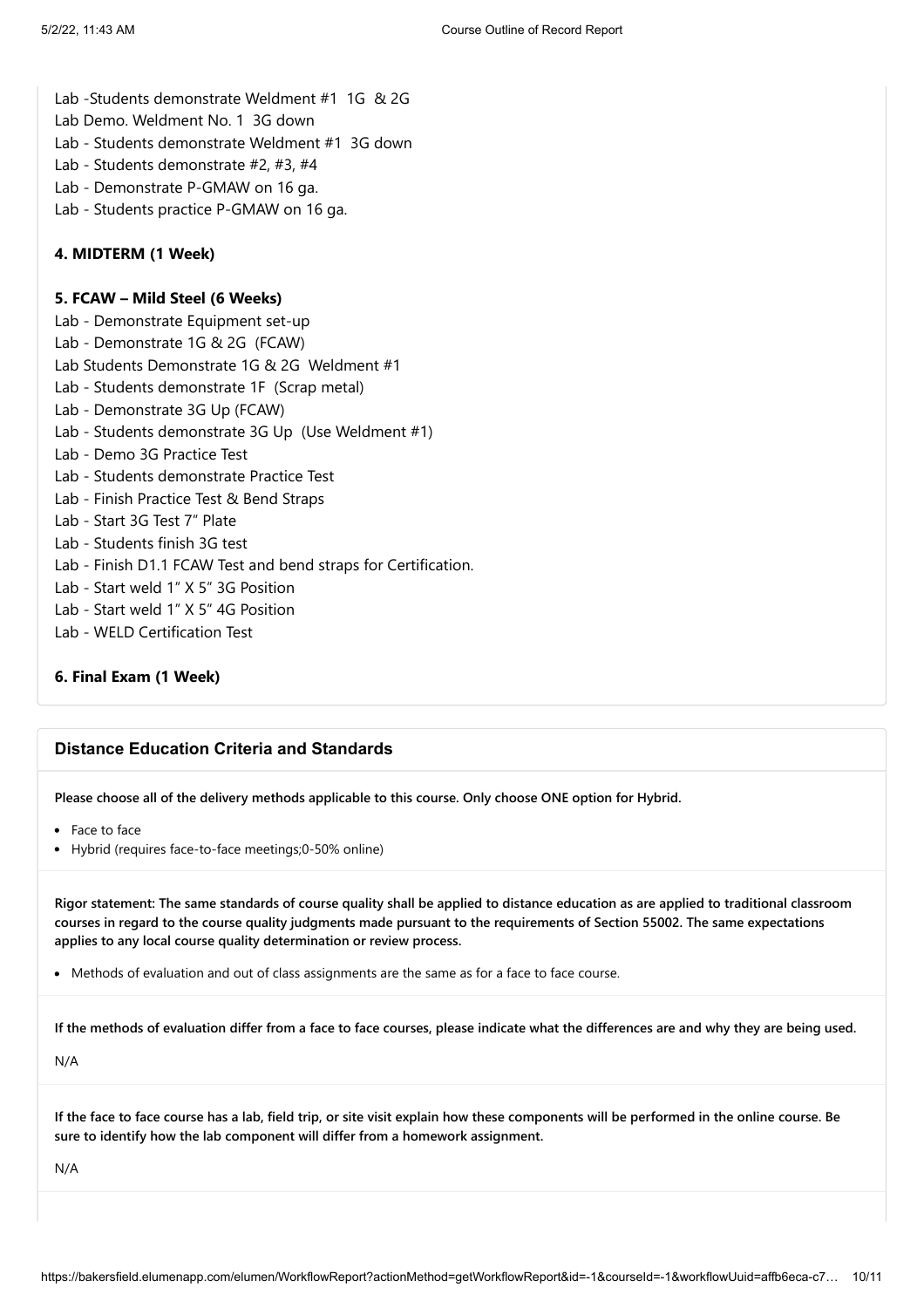Lab -Students demonstrate Weldment #1 1G & 2G
Lab Demo. Weldment No. 1 3G down
Lab - Students demonstrate Weldment #1 3G down
Lab - Students demonstrate #2, #3, #4
Lab - Demonstrate P-GMAW on 16 ga.
Lab - Students practice P-GMAW on 16 ga.

**4. MIDTERM (1 Week)**

**5. FCAW – Mild Steel (6 Weeks)**
Lab - Demonstrate Equipment set-up
Lab - Demonstrate 1G & 2G (FCAW)
Lab Students Demonstrate 1G & 2G Weldment #1
Lab - Students demonstrate 1F (Scrap metal)
Lab - Demonstrate 3G Up (FCAW)
Lab - Students demonstrate 3G Up (Use Weldment #1)
Lab - Demo 3G Practice Test
Lab - Students demonstrate Practice Test
Lab - Finish Practice Test & Bend Straps
Lab - Start 3G Test 7" Plate
Lab - Students finish 3G test
Lab - Finish D1.1 FCAW Test and bend straps for Certification.
Lab - Start weld 1" X 5" 3G Position
Lab - Start weld 1" X 5" 4G Position
Lab - WELD Certification Test

**6. Final Exam (1 Week)**

## Distance Education Criteria and Standards

**Please choose all of the delivery methods applicable to this course. Only choose ONE option for Hybrid.**

- Face to face
- Hybrid (requires face-to-face meetings;0-50% online)

**Rigor statement: The same standards of course quality shall be applied to distance education as are applied to traditional classroom courses in regard to the course quality judgments made pursuant to the requirements of Section 55002. The same expectations applies to any local course quality determination or review process.**

- Methods of evaluation and out of class assignments are the same as for a face to face course.

**If the methods of evaluation differ from a face to face courses, please indicate what the differences are and why they are being used.**

N/A

**If the face to face course has a lab, field trip, or site visit explain how these components will be performed in the online course. Be sure to identify how the lab component will differ from a homework assignment.**

N/A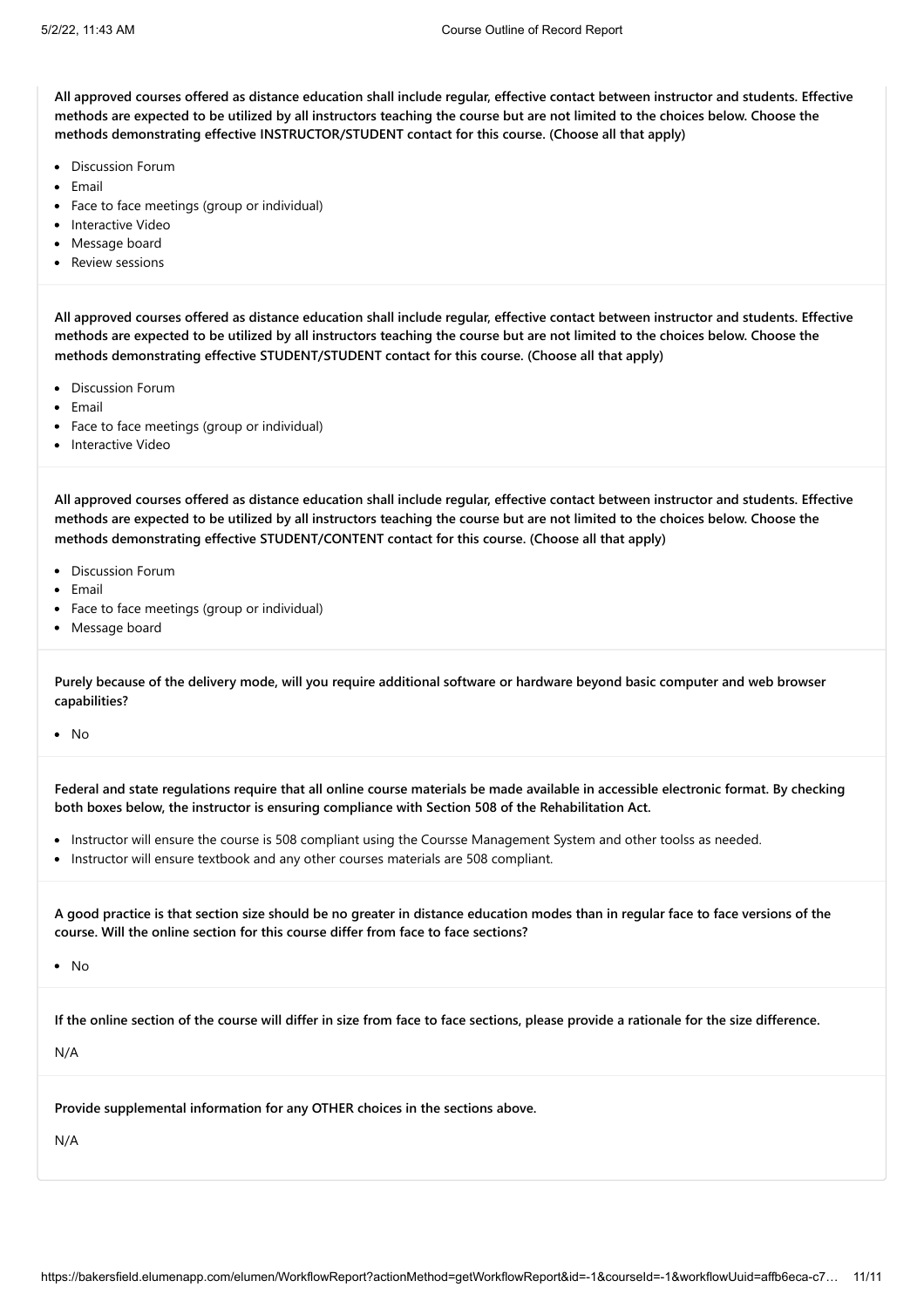**All approved courses offered as distance education shall include regular, effective contact between instructor and students. Effective methods are expected to be utilized by all instructors teaching the course but are not limited to the choices below. Choose the methods demonstrating effective INSTRUCTOR/STUDENT contact for this course. (Choose all that apply)**

- Discussion Forum
- Email
- Face to face meetings (group or individual)
- Interactive Video
- Message board
- Review sessions

**All approved courses offered as distance education shall include regular, effective contact between instructor and students. Effective methods are expected to be utilized by all instructors teaching the course but are not limited to the choices below. Choose the methods demonstrating effective STUDENT/STUDENT contact for this course. (Choose all that apply)**

- Discussion Forum
- Email
- Face to face meetings (group or individual)
- Interactive Video

**All approved courses offered as distance education shall include regular, effective contact between instructor and students. Effective methods are expected to be utilized by all instructors teaching the course but are not limited to the choices below. Choose the methods demonstrating effective STUDENT/CONTENT contact for this course. (Choose all that apply)**

- Discussion Forum
- Email
- Face to face meetings (group or individual)
- Message board

**Purely because of the delivery mode, will you require additional software or hardware beyond basic computer and web browser capabilities?**

- No

**Federal and state regulations require that all online course materials be made available in accessible electronic format. By checking both boxes below, the instructor is ensuring compliance with Section 508 of the Rehabilitation Act.**

- Instructor will ensure the course is 508 compliant using the Coursse Management System and other toolss as needed.
- Instructor will ensure textbook and any other courses materials are 508 compliant.

**A good practice is that section size should be no greater in distance education modes than in regular face to face versions of the course. Will the online section for this course differ from face to face sections?**

- No

**If the online section of the course will differ in size from face to face sections, please provide a rationale for the size difference.**

N/A

**Provide supplemental information for any OTHER choices in the sections above.**

N/A